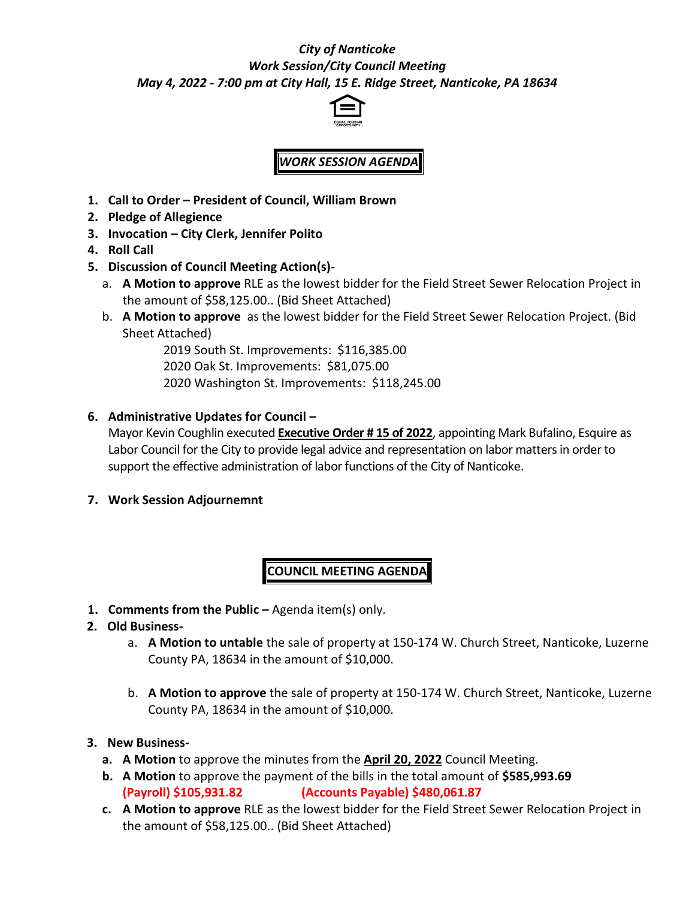*City of Nanticoke*
*Work Session/City Council Meeting*
*May 4, 2022 - 7:00 pm at City Hall, 15 E. Ridge Street, Nanticoke, PA 18634*

## *WORK SESSION AGENDA*

1. **Call to Order – President of Council, William Brown**
2. **Pledge of Allegience**
3. **Invocation – City Clerk, Jennifer Polito**
4. **Roll Call**
5. **Discussion of Council Meeting Action(s)-**
   a. **A Motion to approve** RLE as the lowest bidder for the Field Street Sewer Relocation Project in the amount of $58,125.00.. (Bid Sheet Attached)
   b. **A Motion to approve**  as the lowest bidder for the Field Street Sewer Relocation Project. (Bid Sheet Attached)
      2019 South St. Improvements: $116,385.00
      2020 Oak St. Improvements: $81,075.00
      2020 Washington St. Improvements: $118,245.00
6. **Administrative Updates for Council –**
   Mayor Kevin Coughlin executed **Executive Order # 15 of 2022**, appointing Mark Bufalino, Esquire as Labor Council for the City to provide legal advice and representation on labor matters in order to support the effective administration of labor functions of the City of Nanticoke.
7. **Work Session Adjournemnt**

## COUNCIL MEETING AGENDA

1. **Comments from the Public –** Agenda item(s) only.
2. **Old Business-**
   a. **A Motion to untable** the sale of property at 150-174 W. Church Street, Nanticoke, Luzerne County PA, 18634 in the amount of $10,000.
   b. **A Motion to approve** the sale of property at 150-174 W. Church Street, Nanticoke, Luzerne County PA, 18634 in the amount of $10,000.
3. **New Business-**
   a. **A Motion** to approve the minutes from the **April 20, 2022** Council Meeting.
   b. **A Motion** to approve the payment of the bills in the total amount of **$585,993.69**
      **(Payroll) $105,931.82** **(Accounts Payable) $480,061.87**
   c. **A Motion to approve** RLE as the lowest bidder for the Field Street Sewer Relocation Project in the amount of $58,125.00.. (Bid Sheet Attached)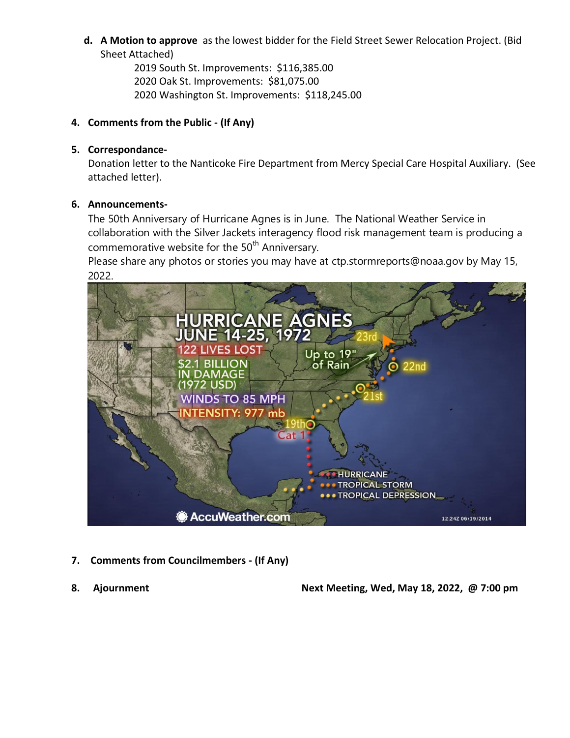**d. A Motion to approve** as the lowest bidder for the Field Street Sewer Relocation Project. (Bid Sheet Attached)

2019 South St. Improvements: $116,385.00
2020 Oak St. Improvements: $81,075.00
2020 Washington St. Improvements: $118,245.00

**4. Comments from the Public - (If Any)**

**5. Correspondance-**

Donation letter to the Nanticoke Fire Department from Mercy Special Care Hospital Auxiliary. (See attached letter).

**6. Announcements-**

The 50th Anniversary of Hurricane Agnes is in June. The National Weather Service in collaboration with the Silver Jackets interagency flood risk management team is producing a commemorative website for the 50th Anniversary.

Please share any photos or stories you may have at ctp.stormreports@noaa.gov by May 15, 2022.

HURRICANE AGNES
JUNE 14-25, 1972
122 LIVES LOST
$2.1 BILLION IN DAMAGE (1972 USD)
WINDS TO 85 MPH
INTENSITY: 977 mb
Up to 19" of Rain
23rd
22nd
21st
19th
Cat 1
HURRICANE
TROPICAL STORM
TROPICAL DEPRESSION
AccuWeather.com
12:24Z 06/19/2014

**7. Comments from Councilmembers - (If Any)**

**8. Ajournment** **Next Meeting, Wed, May 18, 2022, @ 7:00 pm**